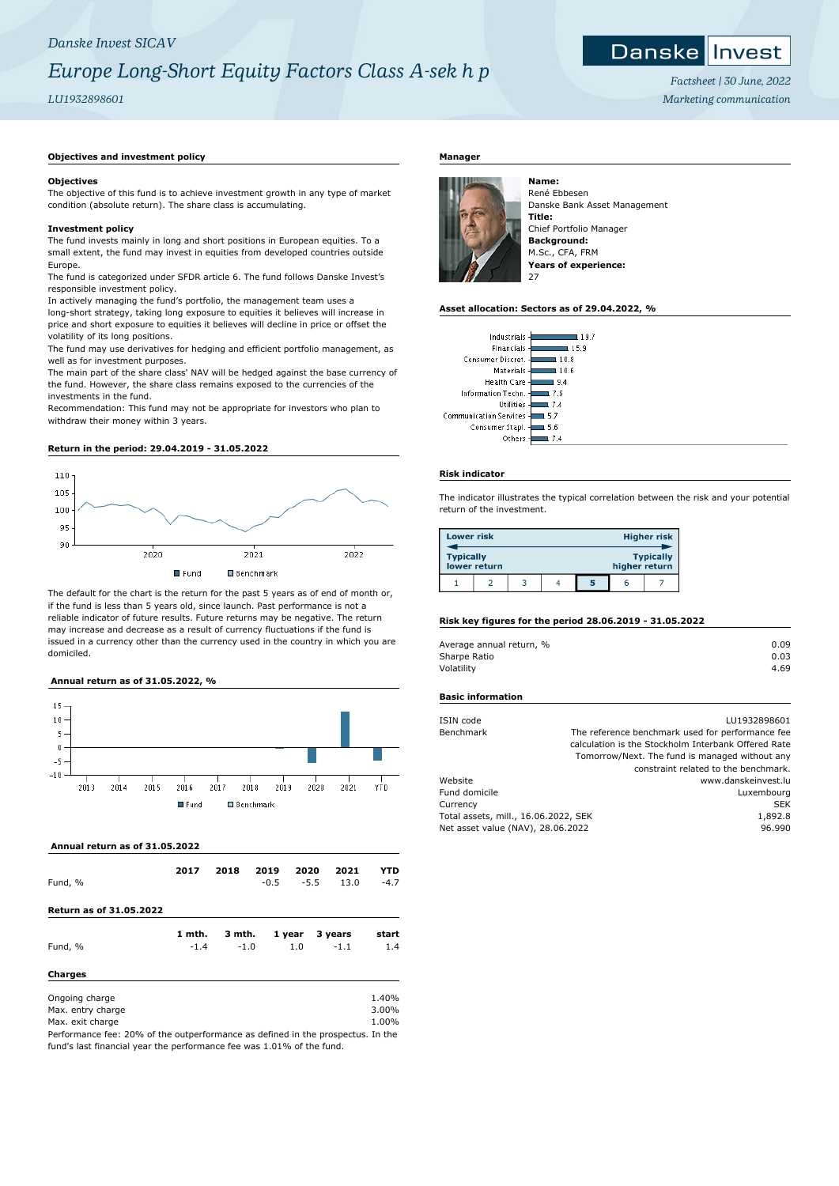*Danske Invest SICAV*

# *Europe Long-Short Equity Factors Class A-sek h p*

*LU1932898601*

*Factsheet | 30 June, 2022*
*Marketing communication*

## Objectives and investment policy

**Objectives**

The objective of this fund is to achieve investment growth in any type of market condition (absolute return). The share class is accumulating.

**Investment policy**

The fund invests mainly in long and short positions in European equities. To a small extent, the fund may invest in equities from developed countries outside Europe.

The fund is categorized under SFDR article 6. The fund follows Danske Invest's responsible investment policy.

In actively managing the fund's portfolio, the management team uses a long-short strategy, taking long exposure to equities it believes will increase in price and short exposure to equities it believes will decline in price or offset the volatility of its long positions.

The fund may use derivatives for hedging and efficient portfolio management, as well as for investment purposes.

The main part of the share class' NAV will be hedged against the base currency of the fund. However, the share class remains exposed to the currencies of the investments in the fund.

Recommendation: This fund may not be appropriate for investors who plan to withdraw their money within 3 years.

## Return in the period: 29.04.2019 - 31.05.2022

The default for the chart is the return for the past 5 years as of end of month or, if the fund is less than 5 years old, since launch. Past performance is not a reliable indicator of future results. Future returns may be negative. The return may increase and decrease as a result of currency fluctuations if the fund is issued in a currency other than the currency used in the country in which you are domiciled.

## Annual return as of 31.05.2022, %

## Annual return as of 31.05.2022

| | 2017 | 2018 | 2019 | 2020 | 2021 | YTD |
|---|---|---|---|---|---|---|
| Fund, % | | | -0.5 | -5.5 | 13.0 | -4.7 |

## Return as of 31.05.2022

| | 1 mth. | 3 mth. | 1 year | 3 years | start |
|---|---|---|---|---|---|
| Fund, % | -1.4 | -1.0 | 1.0 | -1.1 | 1.4 |

## Charges

| | |
|---|---|
| Ongoing charge | 1.40% |
| Max. entry charge | 3.00% |
| Max. exit charge | 1.00% |

Performance fee: 20% of the outperformance as defined in the prospectus. In the fund's last financial year the performance fee was 1.01% of the fund.

## Manager

**Name:**
René Ebbesen
Danske Bank Asset Management
**Title:**
Chief Portfolio Manager
**Background:**
M.Sc., CFA, FRM
**Years of experience:**
27

## Asset allocation: Sectors as of 29.04.2022, %

| Sector | % |
|---|---|
| Industrials | 19.7 |
| Financials | 15.9 |
| Consumer Discret. | 10.8 |
| Materials | 10.6 |
| Health Care | 9.4 |
| Information Techn. | 7.6 |
| Utilities | 7.4 |
| Communication Services | 5.7 |
| Consumer Stapl. | 5.6 |
| Others | 7.4 |

## Risk indicator

The indicator illustrates the typical correlation between the risk and your potential return of the investment.

| Lower risk | | | | | | Higher risk |
|---|---|---|---|---|---|---|
| Typically lower return | | | | | | Typically higher return |
| 1 | 2 | 3 | 4 | **5** | 6 | 7 |

## Risk key figures for the period 28.06.2019 - 31.05.2022

| | |
|---|---|
| Average annual return, % | 0.09 |
| Sharpe Ratio | 0.03 |
| Volatility | 4.69 |

## Basic information

| | |
|---|---|
| ISIN code | LU1932898601 |
| Benchmark | The reference benchmark used for performance fee calculation is the Stockholm Interbank Offered Rate Tomorrow/Next. The fund is managed without any constraint related to the benchmark. |
| Website | www.danskeinvest.lu |
| Fund domicile | Luxembourg |
| Currency | SEK |
| Total assets, mill., 16.06.2022, SEK | 1,892.8 |
| Net asset value (NAV), 28.06.2022 | 96.990 |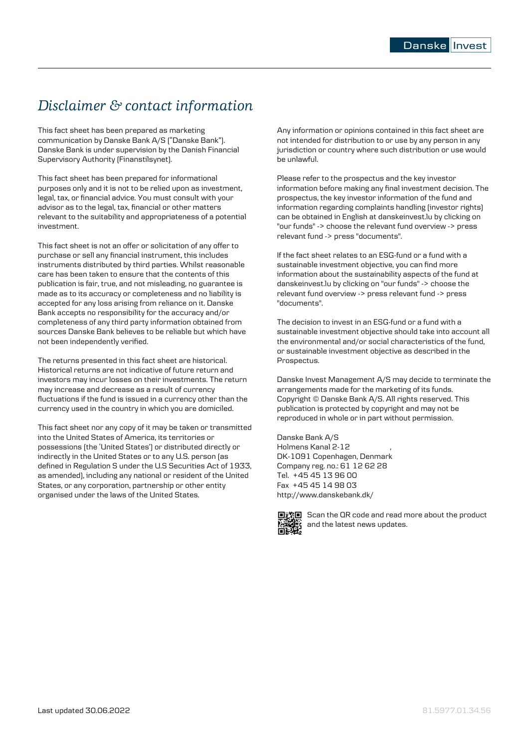# *Disclaimer & contact information*

This fact sheet has been prepared as marketing communication by Danske Bank A/S ("Danske Bank"). Danske Bank is under supervision by the Danish Financial Supervisory Authority (Finanstilsynet).

This fact sheet has been prepared for informational purposes only and it is not to be relied upon as investment, legal, tax, or financial advice. You must consult with your advisor as to the legal, tax, financial or other matters relevant to the suitability and appropriateness of a potential investment.

This fact sheet is not an offer or solicitation of any offer to purchase or sell any financial instrument, this includes instruments distributed by third parties. Whilst reasonable care has been taken to ensure that the contents of this publication is fair, true, and not misleading, no guarantee is made as to its accuracy or completeness and no liability is accepted for any loss arising from reliance on it. Danske Bank accepts no responsibility for the accuracy and/or completeness of any third party information obtained from sources Danske Bank believes to be reliable but which have not been independently verified.

The returns presented in this fact sheet are historical. Historical returns are not indicative of future return and investors may incur losses on their investments. The return may increase and decrease as a result of currency fluctuations if the fund is issued in a currency other than the currency used in the country in which you are domiciled.

This fact sheet nor any copy of it may be taken or transmitted into the United States of America, its territories or possessions (the 'United States') or distributed directly or indirectly in the United States or to any U.S. person (as defined in Regulation S under the U.S Securities Act of 1933, as amended), including any national or resident of the United States, or any corporation, partnership or other entity organised under the laws of the United States.

Any information or opinions contained in this fact sheet are not intended for distribution to or use by any person in any jurisdiction or country where such distribution or use would be unlawful.

Please refer to the prospectus and the key investor information before making any final investment decision. The prospectus, the key investor information of the fund and information regarding complaints handling (investor rights) can be obtained in English at danskeinvest.lu by clicking on "our funds" -> choose the relevant fund overview -> press relevant fund -> press "documents".

If the fact sheet relates to an ESG-fund or a fund with a sustainable investment objective, you can find more information about the sustainability aspects of the fund at danskeinvest.lu by clicking on "our funds" -> choose the relevant fund overview -> press relevant fund -> press "documents".

The decision to invest in an ESG-fund or a fund with a sustainable investment objective should take into account all the environmental and/or social characteristics of the fund, or sustainable investment objective as described in the Prospectus.

Danske Invest Management A/S may decide to terminate the arrangements made for the marketing of its funds. Copyright © Danske Bank A/S. All rights reserved. This publication is protected by copyright and may not be reproduced in whole or in part without permission.

Danske Bank A/S  
Holmens Kanal 2-12  
DK-1091 Copenhagen, Denmark  
Company reg. no.: 61 12 62 28  
Tel. +45 45 13 96 00  
Fax +45 45 14 98 03  
http://www.danskebank.dk/

Scan the QR code and read more about the product and the latest news updates.

Last updated 30.06.2022

81.5977.01.34.56